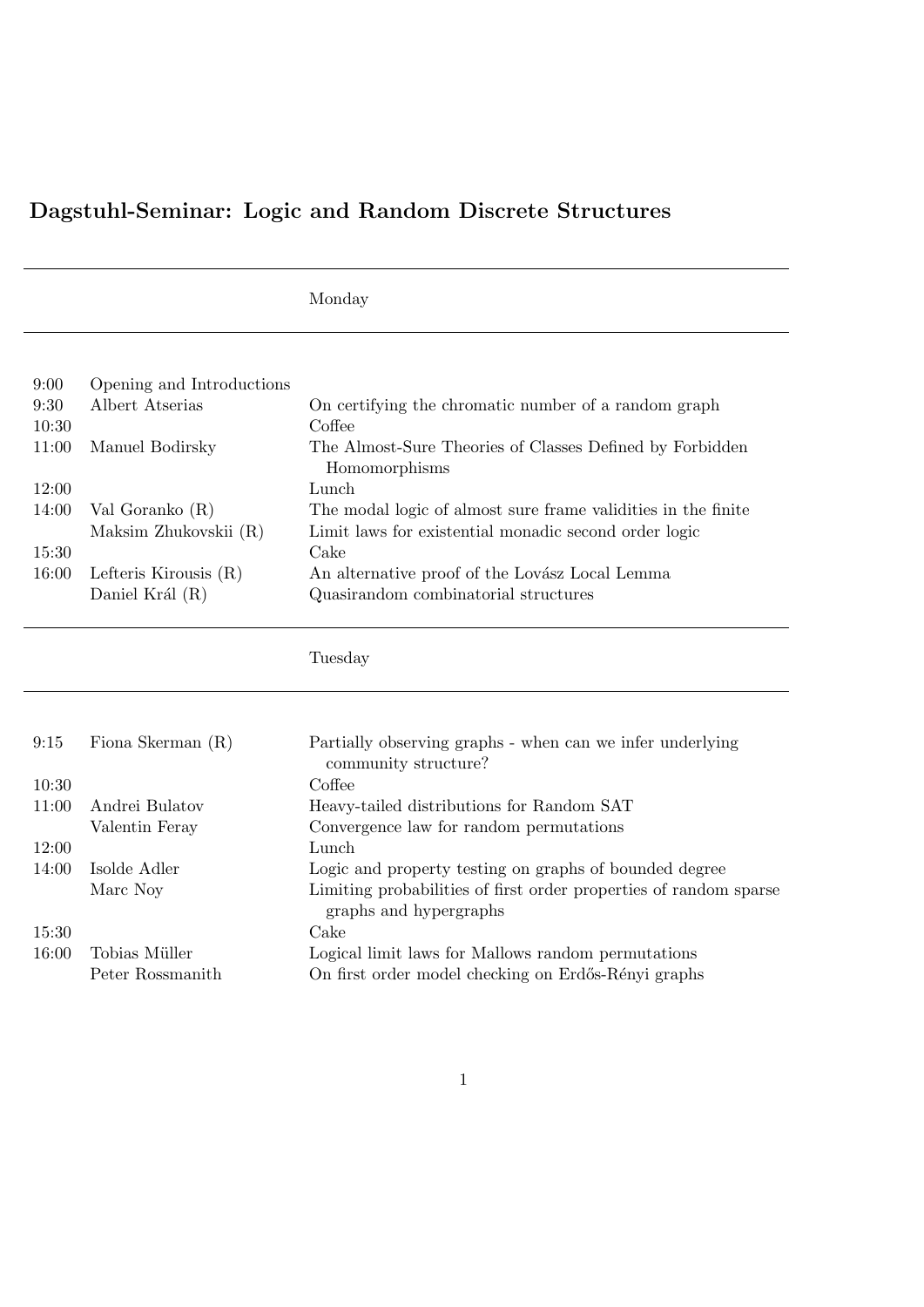# Dagstuhl-Seminar: Logic and Random Discrete Structures

## Monday

| | | |
|---|---|---|
| 9:00 | Opening and Introductions | |
| 9:30 | Albert Atserias | On certifying the chromatic number of a random graph |
| 10:30 | | Coffee |
| 11:00 | Manuel Bodirsky | The Almost-Sure Theories of Classes Defined by Forbidden Homomorphisms |
| 12:00 | | Lunch |
| 14:00 | Val Goranko (R) | The modal logic of almost sure frame validities in the finite |
| | Maksim Zhukovskii (R) | Limit laws for existential monadic second order logic |
| 15:30 | | Cake |
| 16:00 | Lefteris Kirousis (R) | An alternative proof of the Lovász Local Lemma |
| | Daniel Král (R) | Quasirandom combinatorial structures |

## Tuesday

| | | |
|---|---|---|
| 9:15 | Fiona Skerman (R) | Partially observing graphs - when can we infer underlying community structure? |
| 10:30 | | Coffee |
| 11:00 | Andrei Bulatov | Heavy-tailed distributions for Random SAT |
| | Valentin Feray | Convergence law for random permutations |
| 12:00 | | Lunch |
| 14:00 | Isolde Adler | Logic and property testing on graphs of bounded degree |
| | Marc Noy | Limiting probabilities of first order properties of random sparse graphs and hypergraphs |
| 15:30 | | Cake |
| 16:00 | Tobias Müller | Logical limit laws for Mallows random permutations |
| | Peter Rossmanith | On first order model checking on Erdős-Rényi graphs |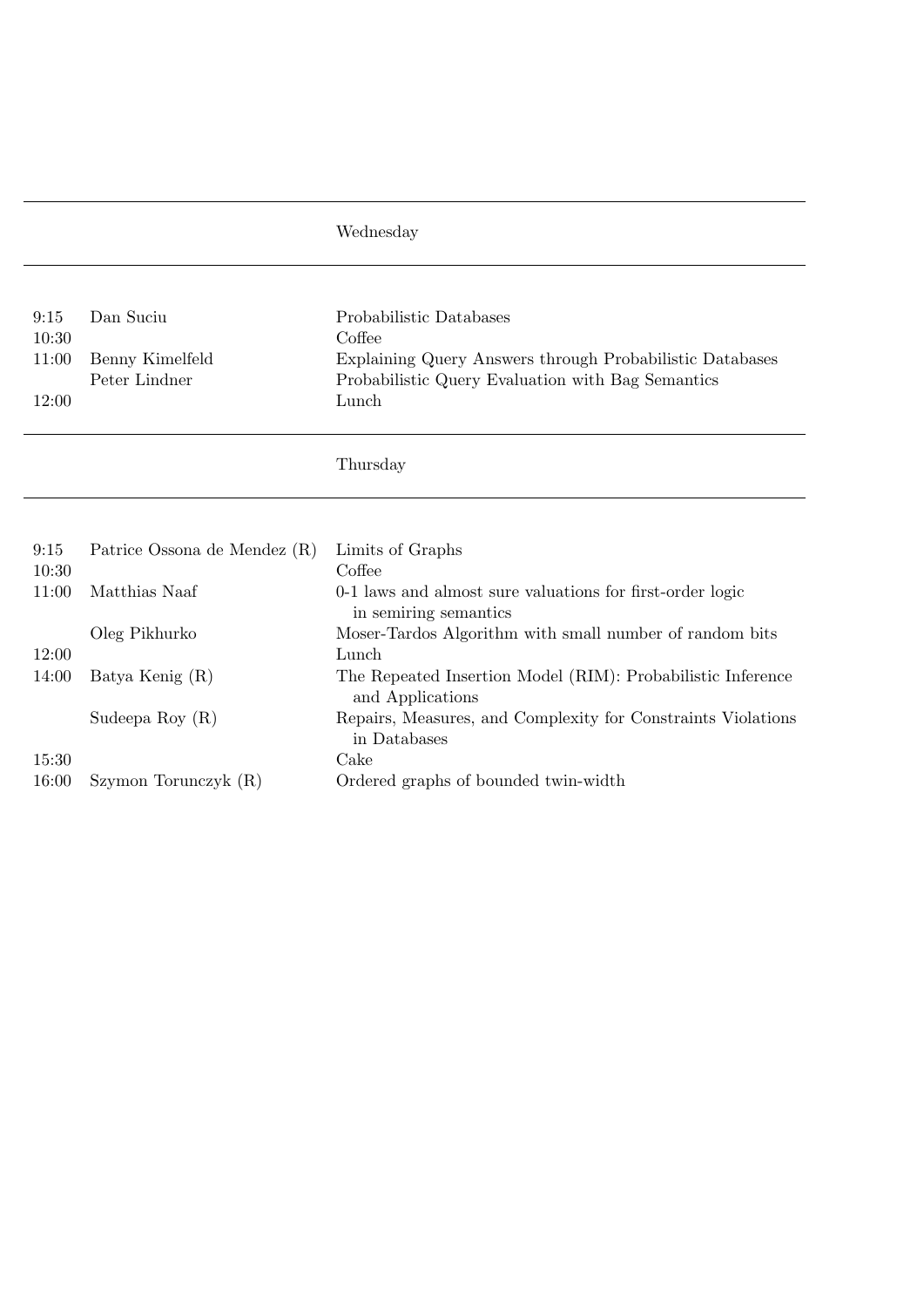## Wednesday

| | | |
|---|---|---|
| 9:15 | Dan Suciu | Probabilistic Databases |
| 10:30 | | Coffee |
| 11:00 | Benny Kimelfeld | Explaining Query Answers through Probabilistic Databases |
| | Peter Lindner | Probabilistic Query Evaluation with Bag Semantics |
| 12:00 | | Lunch |

## Thursday

| | | |
|---|---|---|
| 9:15 | Patrice Ossona de Mendez (R) | Limits of Graphs |
| 10:30 | | Coffee |
| 11:00 | Matthias Naaf | 0-1 laws and almost sure valuations for first-order logic in semiring semantics |
| | Oleg Pikhurko | Moser-Tardos Algorithm with small number of random bits |
| 12:00 | | Lunch |
| 14:00 | Batya Kenig (R) | The Repeated Insertion Model (RIM): Probabilistic Inference and Applications |
| | Sudeepa Roy (R) | Repairs, Measures, and Complexity for Constraints Violations in Databases |
| 15:30 | | Cake |
| 16:00 | Szymon Torunczyk (R) | Ordered graphs of bounded twin-width |